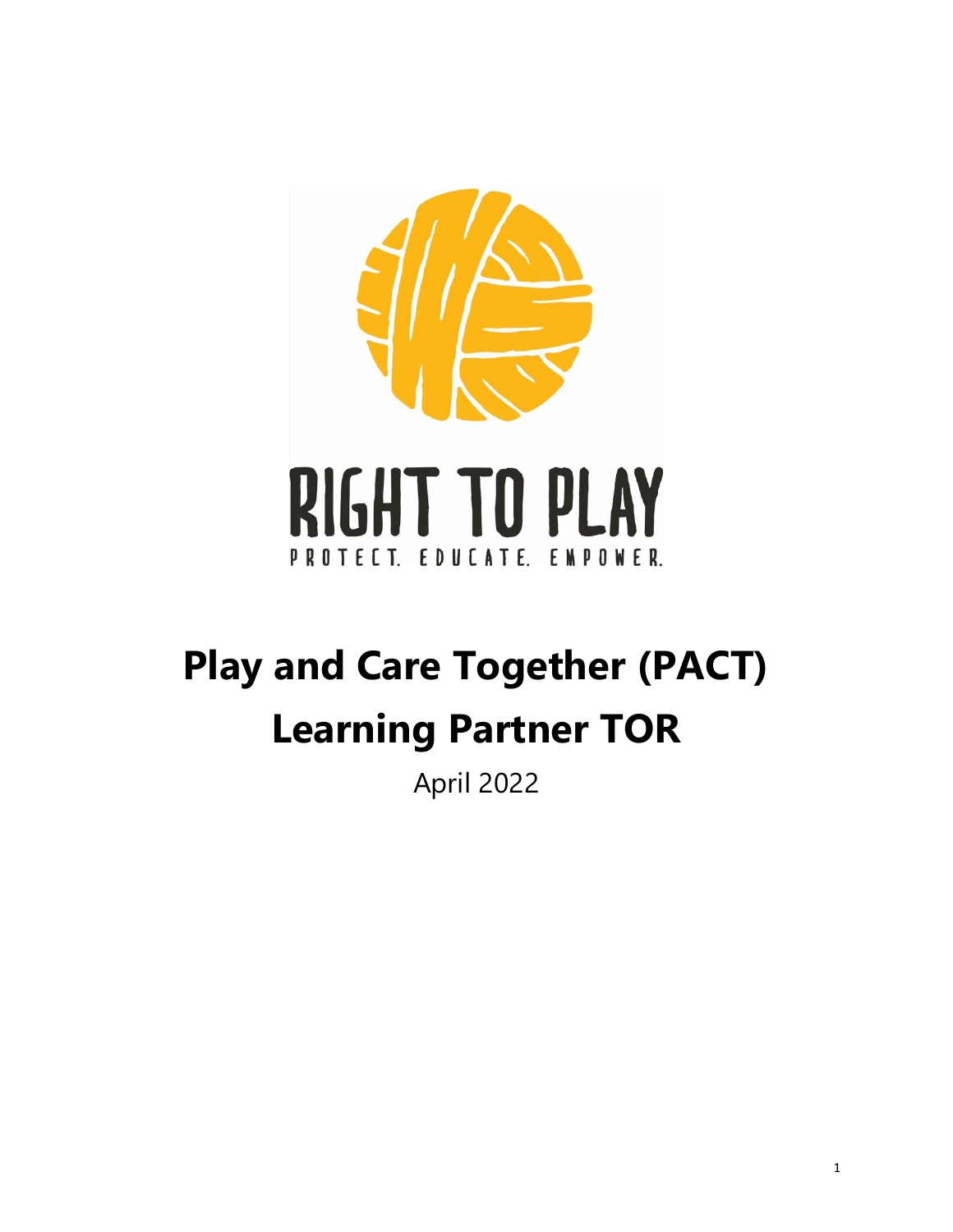RIGHT TO PLAY

PROTECT. EDUCATE. EMPOWER.

# Play and Care Together (PACT) Learning Partner TOR

April 2022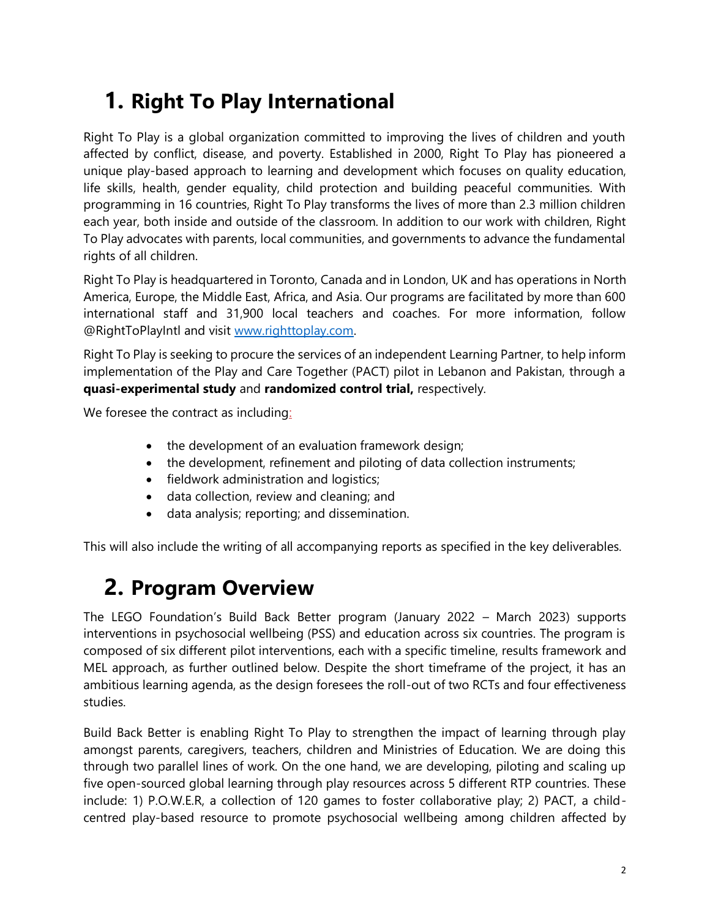# 1. Right To Play International

Right To Play is a global organization committed to improving the lives of children and youth affected by conflict, disease, and poverty. Established in 2000, Right To Play has pioneered a unique play-based approach to learning and development which focuses on quality education, life skills, health, gender equality, child protection and building peaceful communities. With programming in 16 countries, Right To Play transforms the lives of more than 2.3 million children each year, both inside and outside of the classroom. In addition to our work with children, Right To Play advocates with parents, local communities, and governments to advance the fundamental rights of all children.

Right To Play is headquartered in Toronto, Canada and in London, UK and has operations in North America, Europe, the Middle East, Africa, and Asia. Our programs are facilitated by more than 600 international staff and 31,900 local teachers and coaches. For more information, follow @RightToPlayIntl and visit [www.righttoplay.com](www.righttoplay.com).

Right To Play is seeking to procure the services of an independent Learning Partner, to help inform implementation of the Play and Care Together (PACT) pilot in Lebanon and Pakistan, through a **quasi-experimental study** and **randomized control trial,** respectively.

We foresee the contract as including:

- the development of an evaluation framework design;
- the development, refinement and piloting of data collection instruments;
- fieldwork administration and logistics;
- data collection, review and cleaning; and
- data analysis; reporting; and dissemination.

This will also include the writing of all accompanying reports as specified in the key deliverables.

# 2. Program Overview

The LEGO Foundation's Build Back Better program (January 2022 – March 2023) supports interventions in psychosocial wellbeing (PSS) and education across six countries. The program is composed of six different pilot interventions, each with a specific timeline, results framework and MEL approach, as further outlined below. Despite the short timeframe of the project, it has an ambitious learning agenda, as the design foresees the roll-out of two RCTs and four effectiveness studies.

Build Back Better is enabling Right To Play to strengthen the impact of learning through play amongst parents, caregivers, teachers, children and Ministries of Education. We are doing this through two parallel lines of work. On the one hand, we are developing, piloting and scaling up five open-sourced global learning through play resources across 5 different RTP countries. These include: 1) P.O.W.E.R, a collection of 120 games to foster collaborative play; 2) PACT, a child-centred play-based resource to promote psychosocial wellbeing among children affected by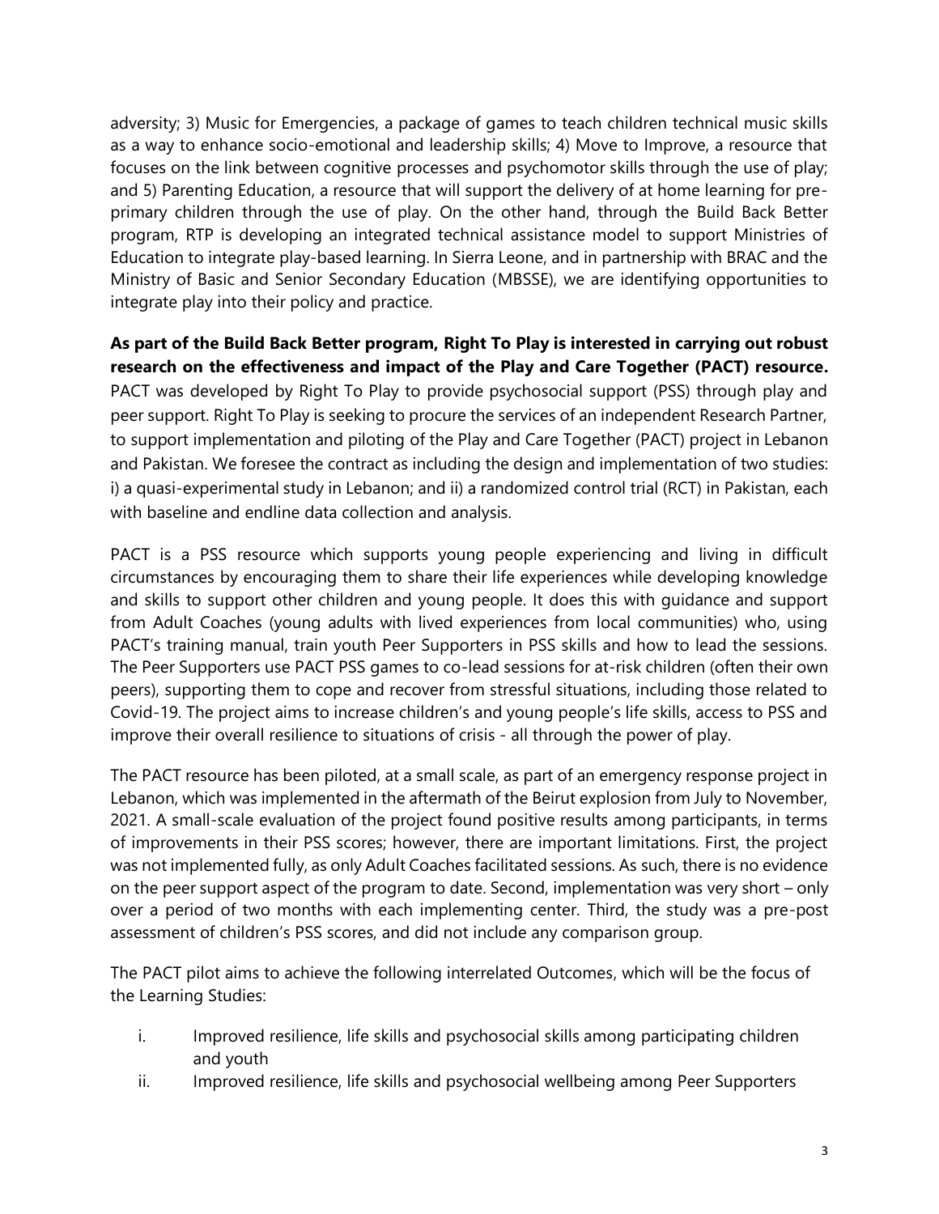adversity; 3) Music for Emergencies, a package of games to teach children technical music skills as a way to enhance socio-emotional and leadership skills; 4) Move to Improve, a resource that focuses on the link between cognitive processes and psychomotor skills through the use of play; and 5) Parenting Education, a resource that will support the delivery of at home learning for pre-primary children through the use of play. On the other hand, through the Build Back Better program, RTP is developing an integrated technical assistance model to support Ministries of Education to integrate play-based learning. In Sierra Leone, and in partnership with BRAC and the Ministry of Basic and Senior Secondary Education (MBSSE), we are identifying opportunities to integrate play into their policy and practice.

**As part of the Build Back Better program, Right To Play is interested in carrying out robust research on the effectiveness and impact of the Play and Care Together (PACT) resource.** PACT was developed by Right To Play to provide psychosocial support (PSS) through play and peer support. Right To Play is seeking to procure the services of an independent Research Partner, to support implementation and piloting of the Play and Care Together (PACT) project in Lebanon and Pakistan. We foresee the contract as including the design and implementation of two studies: i) a quasi-experimental study in Lebanon; and ii) a randomized control trial (RCT) in Pakistan, each with baseline and endline data collection and analysis.

PACT is a PSS resource which supports young people experiencing and living in difficult circumstances by encouraging them to share their life experiences while developing knowledge and skills to support other children and young people. It does this with guidance and support from Adult Coaches (young adults with lived experiences from local communities) who, using PACT's training manual, train youth Peer Supporters in PSS skills and how to lead the sessions. The Peer Supporters use PACT PSS games to co-lead sessions for at-risk children (often their own peers), supporting them to cope and recover from stressful situations, including those related to Covid-19. The project aims to increase children's and young people's life skills, access to PSS and improve their overall resilience to situations of crisis - all through the power of play.

The PACT resource has been piloted, at a small scale, as part of an emergency response project in Lebanon, which was implemented in the aftermath of the Beirut explosion from July to November, 2021. A small-scale evaluation of the project found positive results among participants, in terms of improvements in their PSS scores; however, there are important limitations. First, the project was not implemented fully, as only Adult Coaches facilitated sessions. As such, there is no evidence on the peer support aspect of the program to date. Second, implementation was very short – only over a period of two months with each implementing center. Third, the study was a pre-post assessment of children's PSS scores, and did not include any comparison group.

The PACT pilot aims to achieve the following interrelated Outcomes, which will be the focus of the Learning Studies:

i. Improved resilience, life skills and psychosocial skills among participating children and youth
ii. Improved resilience, life skills and psychosocial wellbeing among Peer Supporters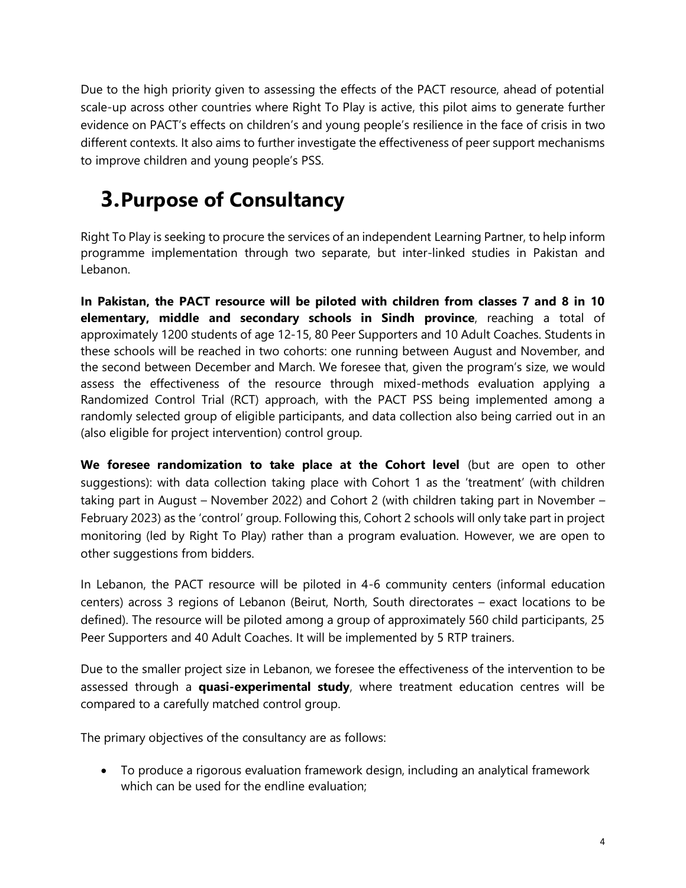Due to the high priority given to assessing the effects of the PACT resource, ahead of potential scale-up across other countries where Right To Play is active, this pilot aims to generate further evidence on PACT's effects on children's and young people's resilience in the face of crisis in two different contexts. It also aims to further investigate the effectiveness of peer support mechanisms to improve children and young people's PSS.

# 3. Purpose of Consultancy

Right To Play is seeking to procure the services of an independent Learning Partner, to help inform programme implementation through two separate, but inter-linked studies in Pakistan and Lebanon.

**In Pakistan, the PACT resource will be piloted with children from classes 7 and 8 in 10 elementary, middle and secondary schools in Sindh province**, reaching a total of approximately 1200 students of age 12-15, 80 Peer Supporters and 10 Adult Coaches. Students in these schools will be reached in two cohorts: one running between August and November, and the second between December and March. We foresee that, given the program's size, we would assess the effectiveness of the resource through mixed-methods evaluation applying a Randomized Control Trial (RCT) approach, with the PACT PSS being implemented among a randomly selected group of eligible participants, and data collection also being carried out in an (also eligible for project intervention) control group.

**We foresee randomization to take place at the Cohort level** (but are open to other suggestions): with data collection taking place with Cohort 1 as the 'treatment' (with children taking part in August – November 2022) and Cohort 2 (with children taking part in November – February 2023) as the 'control' group. Following this, Cohort 2 schools will only take part in project monitoring (led by Right To Play) rather than a program evaluation. However, we are open to other suggestions from bidders.

In Lebanon, the PACT resource will be piloted in 4-6 community centers (informal education centers) across 3 regions of Lebanon (Beirut, North, South directorates – exact locations to be defined). The resource will be piloted among a group of approximately 560 child participants, 25 Peer Supporters and 40 Adult Coaches. It will be implemented by 5 RTP trainers.

Due to the smaller project size in Lebanon, we foresee the effectiveness of the intervention to be assessed through a **quasi-experimental study**, where treatment education centres will be compared to a carefully matched control group.

The primary objectives of the consultancy are as follows:

- To produce a rigorous evaluation framework design, including an analytical framework which can be used for the endline evaluation;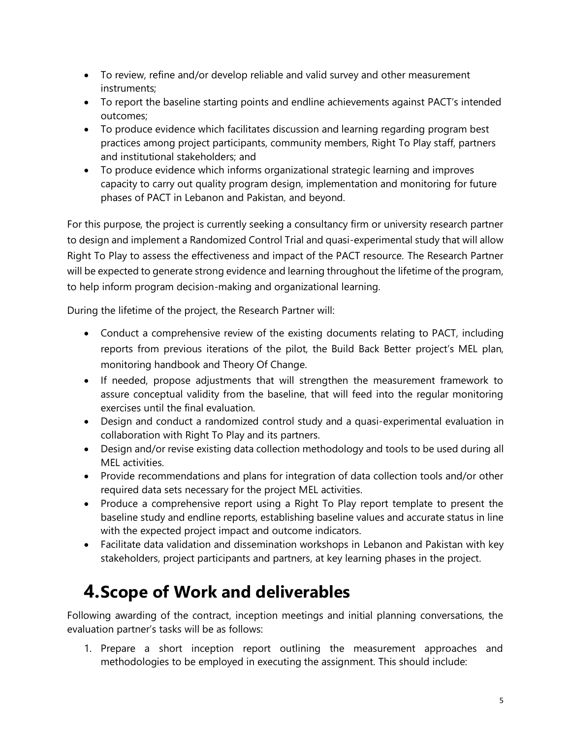- To review, refine and/or develop reliable and valid survey and other measurement instruments;
- To report the baseline starting points and endline achievements against PACT's intended outcomes;
- To produce evidence which facilitates discussion and learning regarding program best practices among project participants, community members, Right To Play staff, partners and institutional stakeholders; and
- To produce evidence which informs organizational strategic learning and improves capacity to carry out quality program design, implementation and monitoring for future phases of PACT in Lebanon and Pakistan, and beyond.

For this purpose, the project is currently seeking a consultancy firm or university research partner to design and implement a Randomized Control Trial and quasi-experimental study that will allow Right To Play to assess the effectiveness and impact of the PACT resource. The Research Partner will be expected to generate strong evidence and learning throughout the lifetime of the program, to help inform program decision-making and organizational learning.

During the lifetime of the project, the Research Partner will:

- Conduct a comprehensive review of the existing documents relating to PACT, including reports from previous iterations of the pilot, the Build Back Better project's MEL plan, monitoring handbook and Theory Of Change.
- If needed, propose adjustments that will strengthen the measurement framework to assure conceptual validity from the baseline, that will feed into the regular monitoring exercises until the final evaluation.
- Design and conduct a randomized control study and a quasi-experimental evaluation in collaboration with Right To Play and its partners.
- Design and/or revise existing data collection methodology and tools to be used during all MEL activities.
- Provide recommendations and plans for integration of data collection tools and/or other required data sets necessary for the project MEL activities.
- Produce a comprehensive report using a Right To Play report template to present the baseline study and endline reports, establishing baseline values and accurate status in line with the expected project impact and outcome indicators.
- Facilitate data validation and dissemination workshops in Lebanon and Pakistan with key stakeholders, project participants and partners, at key learning phases in the project.

# 4. Scope of Work and deliverables

Following awarding of the contract, inception meetings and initial planning conversations, the evaluation partner's tasks will be as follows:

1. Prepare a short inception report outlining the measurement approaches and methodologies to be employed in executing the assignment. This should include: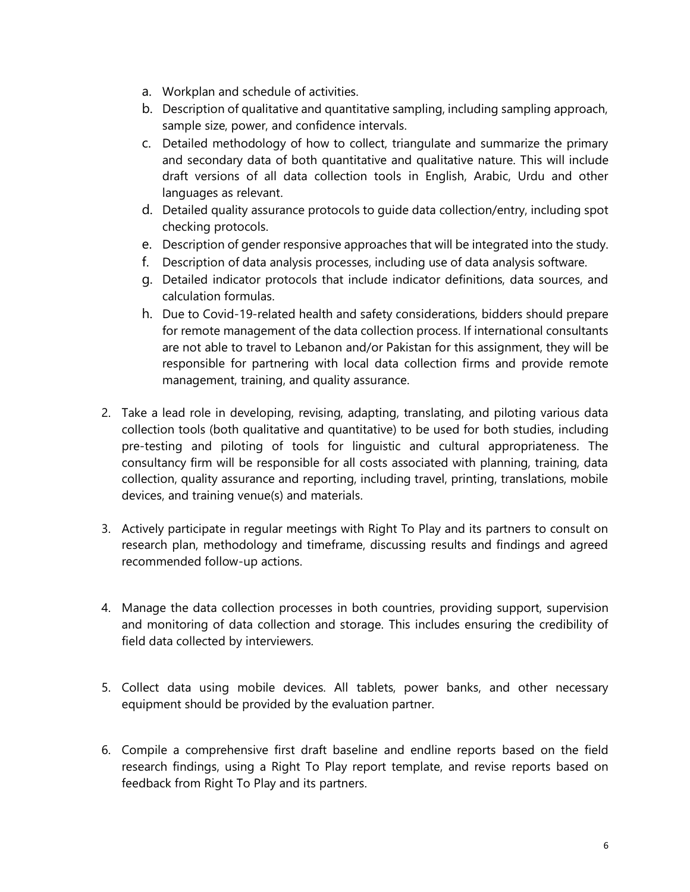a. Workplan and schedule of activities.
   b. Description of qualitative and quantitative sampling, including sampling approach, sample size, power, and confidence intervals.
   c. Detailed methodology of how to collect, triangulate and summarize the primary and secondary data of both quantitative and qualitative nature. This will include draft versions of all data collection tools in English, Arabic, Urdu and other languages as relevant.
   d. Detailed quality assurance protocols to guide data collection/entry, including spot checking protocols.
   e. Description of gender responsive approaches that will be integrated into the study.
   f. Description of data analysis processes, including use of data analysis software.
   g. Detailed indicator protocols that include indicator definitions, data sources, and calculation formulas.
   h. Due to Covid-19-related health and safety considerations, bidders should prepare for remote management of the data collection process. If international consultants are not able to travel to Lebanon and/or Pakistan for this assignment, they will be responsible for partnering with local data collection firms and provide remote management, training, and quality assurance.

2. Take a lead role in developing, revising, adapting, translating, and piloting various data collection tools (both qualitative and quantitative) to be used for both studies, including pre-testing and piloting of tools for linguistic and cultural appropriateness. The consultancy firm will be responsible for all costs associated with planning, training, data collection, quality assurance and reporting, including travel, printing, translations, mobile devices, and training venue(s) and materials.

3. Actively participate in regular meetings with Right To Play and its partners to consult on research plan, methodology and timeframe, discussing results and findings and agreed recommended follow-up actions.

4. Manage the data collection processes in both countries, providing support, supervision and monitoring of data collection and storage. This includes ensuring the credibility of field data collected by interviewers.

5. Collect data using mobile devices. All tablets, power banks, and other necessary equipment should be provided by the evaluation partner.

6. Compile a comprehensive first draft baseline and endline reports based on the field research findings, using a Right To Play report template, and revise reports based on feedback from Right To Play and its partners.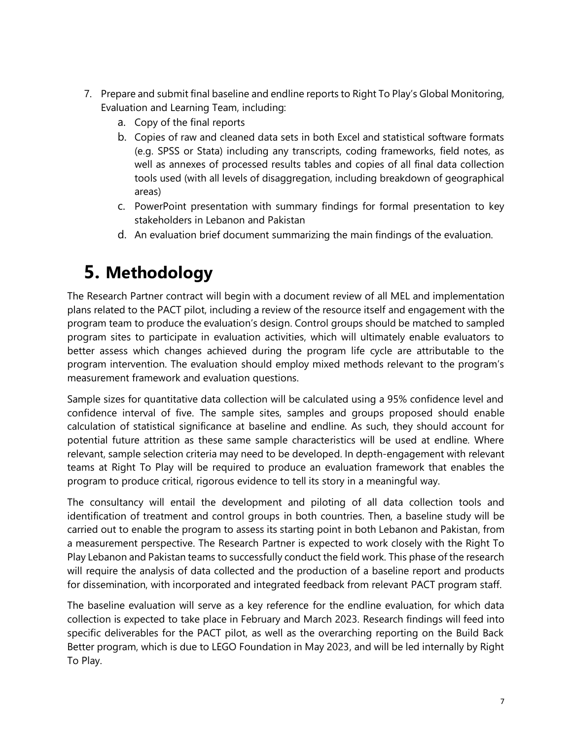7. Prepare and submit final baseline and endline reports to Right To Play's Global Monitoring, Evaluation and Learning Team, including:
    a. Copy of the final reports
    b. Copies of raw and cleaned data sets in both Excel and statistical software formats (e.g. SPSS or Stata) including any transcripts, coding frameworks, field notes, as well as annexes of processed results tables and copies of all final data collection tools used (with all levels of disaggregation, including breakdown of geographical areas)
    c. PowerPoint presentation with summary findings for formal presentation to key stakeholders in Lebanon and Pakistan
    d. An evaluation brief document summarizing the main findings of the evaluation.

# 5. Methodology

The Research Partner contract will begin with a document review of all MEL and implementation plans related to the PACT pilot, including a review of the resource itself and engagement with the program team to produce the evaluation's design. Control groups should be matched to sampled program sites to participate in evaluation activities, which will ultimately enable evaluators to better assess which changes achieved during the program life cycle are attributable to the program intervention. The evaluation should employ mixed methods relevant to the program's measurement framework and evaluation questions.

Sample sizes for quantitative data collection will be calculated using a 95% confidence level and confidence interval of five. The sample sites, samples and groups proposed should enable calculation of statistical significance at baseline and endline. As such, they should account for potential future attrition as these same sample characteristics will be used at endline. Where relevant, sample selection criteria may need to be developed. In depth-engagement with relevant teams at Right To Play will be required to produce an evaluation framework that enables the program to produce critical, rigorous evidence to tell its story in a meaningful way.

The consultancy will entail the development and piloting of all data collection tools and identification of treatment and control groups in both countries. Then, a baseline study will be carried out to enable the program to assess its starting point in both Lebanon and Pakistan, from a measurement perspective. The Research Partner is expected to work closely with the Right To Play Lebanon and Pakistan teams to successfully conduct the field work. This phase of the research will require the analysis of data collected and the production of a baseline report and products for dissemination, with incorporated and integrated feedback from relevant PACT program staff.

The baseline evaluation will serve as a key reference for the endline evaluation, for which data collection is expected to take place in February and March 2023. Research findings will feed into specific deliverables for the PACT pilot, as well as the overarching reporting on the Build Back Better program, which is due to LEGO Foundation in May 2023, and will be led internally by Right To Play.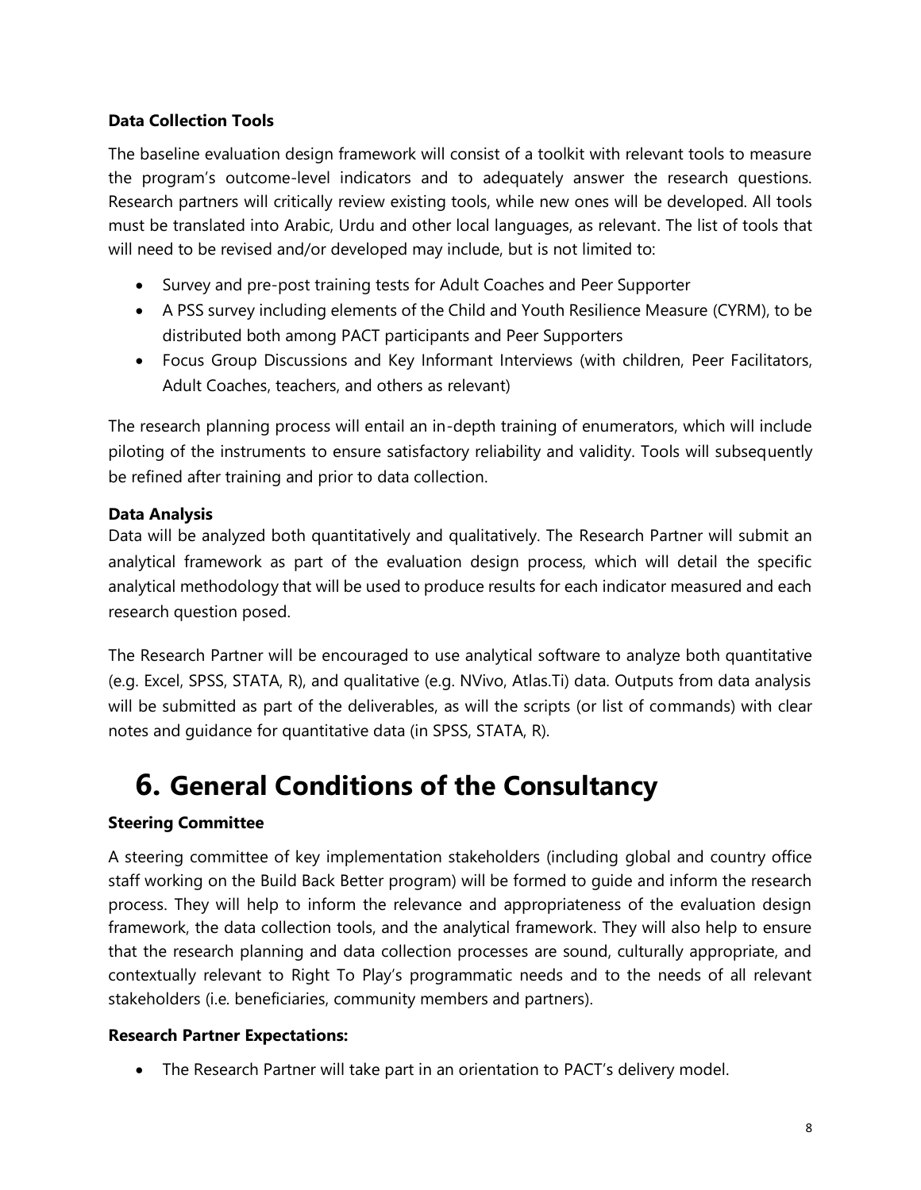**Data Collection Tools**

The baseline evaluation design framework will consist of a toolkit with relevant tools to measure the program's outcome-level indicators and to adequately answer the research questions. Research partners will critically review existing tools, while new ones will be developed. All tools must be translated into Arabic, Urdu and other local languages, as relevant. The list of tools that will need to be revised and/or developed may include, but is not limited to:

- Survey and pre-post training tests for Adult Coaches and Peer Supporter
- A PSS survey including elements of the Child and Youth Resilience Measure (CYRM), to be distributed both among PACT participants and Peer Supporters
- Focus Group Discussions and Key Informant Interviews (with children, Peer Facilitators, Adult Coaches, teachers, and others as relevant)

The research planning process will entail an in-depth training of enumerators, which will include piloting of the instruments to ensure satisfactory reliability and validity. Tools will subsequently be refined after training and prior to data collection.

**Data Analysis**

Data will be analyzed both quantitatively and qualitatively. The Research Partner will submit an analytical framework as part of the evaluation design process, which will detail the specific analytical methodology that will be used to produce results for each indicator measured and each research question posed.

The Research Partner will be encouraged to use analytical software to analyze both quantitative (e.g. Excel, SPSS, STATA, R), and qualitative (e.g. NVivo, Atlas.Ti) data. Outputs from data analysis will be submitted as part of the deliverables, as will the scripts (or list of commands) with clear notes and guidance for quantitative data (in SPSS, STATA, R).

# 6. General Conditions of the Consultancy

**Steering Committee**

A steering committee of key implementation stakeholders (including global and country office staff working on the Build Back Better program) will be formed to guide and inform the research process. They will help to inform the relevance and appropriateness of the evaluation design framework, the data collection tools, and the analytical framework. They will also help to ensure that the research planning and data collection processes are sound, culturally appropriate, and contextually relevant to Right To Play's programmatic needs and to the needs of all relevant stakeholders (i.e. beneficiaries, community members and partners).

**Research Partner Expectations:**

- The Research Partner will take part in an orientation to PACT's delivery model.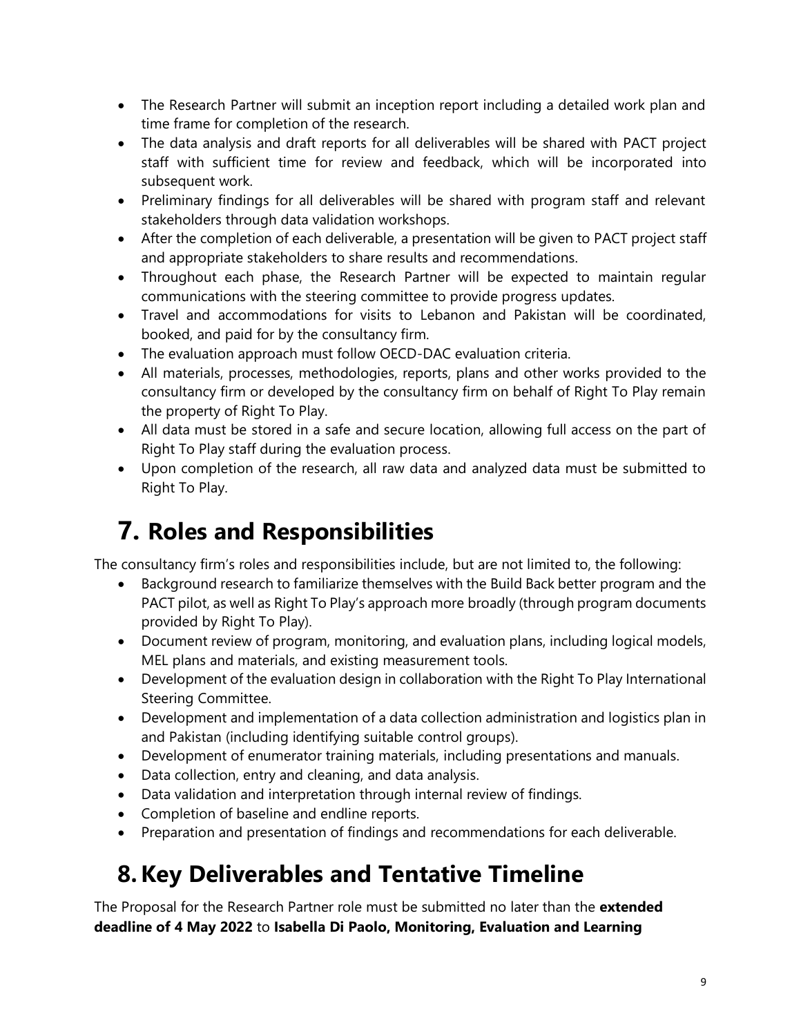- The Research Partner will submit an inception report including a detailed work plan and time frame for completion of the research.
- The data analysis and draft reports for all deliverables will be shared with PACT project staff with sufficient time for review and feedback, which will be incorporated into subsequent work.
- Preliminary findings for all deliverables will be shared with program staff and relevant stakeholders through data validation workshops.
- After the completion of each deliverable, a presentation will be given to PACT project staff and appropriate stakeholders to share results and recommendations.
- Throughout each phase, the Research Partner will be expected to maintain regular communications with the steering committee to provide progress updates.
- Travel and accommodations for visits to Lebanon and Pakistan will be coordinated, booked, and paid for by the consultancy firm.
- The evaluation approach must follow OECD-DAC evaluation criteria.
- All materials, processes, methodologies, reports, plans and other works provided to the consultancy firm or developed by the consultancy firm on behalf of Right To Play remain the property of Right To Play.
- All data must be stored in a safe and secure location, allowing full access on the part of Right To Play staff during the evaluation process.
- Upon completion of the research, all raw data and analyzed data must be submitted to Right To Play.

# 7. Roles and Responsibilities

The consultancy firm's roles and responsibilities include, but are not limited to, the following:

- Background research to familiarize themselves with the Build Back better program and the PACT pilot, as well as Right To Play's approach more broadly (through program documents provided by Right To Play).
- Document review of program, monitoring, and evaluation plans, including logical models, MEL plans and materials, and existing measurement tools.
- Development of the evaluation design in collaboration with the Right To Play International Steering Committee.
- Development and implementation of a data collection administration and logistics plan in and Pakistan (including identifying suitable control groups).
- Development of enumerator training materials, including presentations and manuals.
- Data collection, entry and cleaning, and data analysis.
- Data validation and interpretation through internal review of findings.
- Completion of baseline and endline reports.
- Preparation and presentation of findings and recommendations for each deliverable.

# 8. Key Deliverables and Tentative Timeline

The Proposal for the Research Partner role must be submitted no later than the **extended deadline of 4 May 2022** to **Isabella Di Paolo, Monitoring, Evaluation and Learning**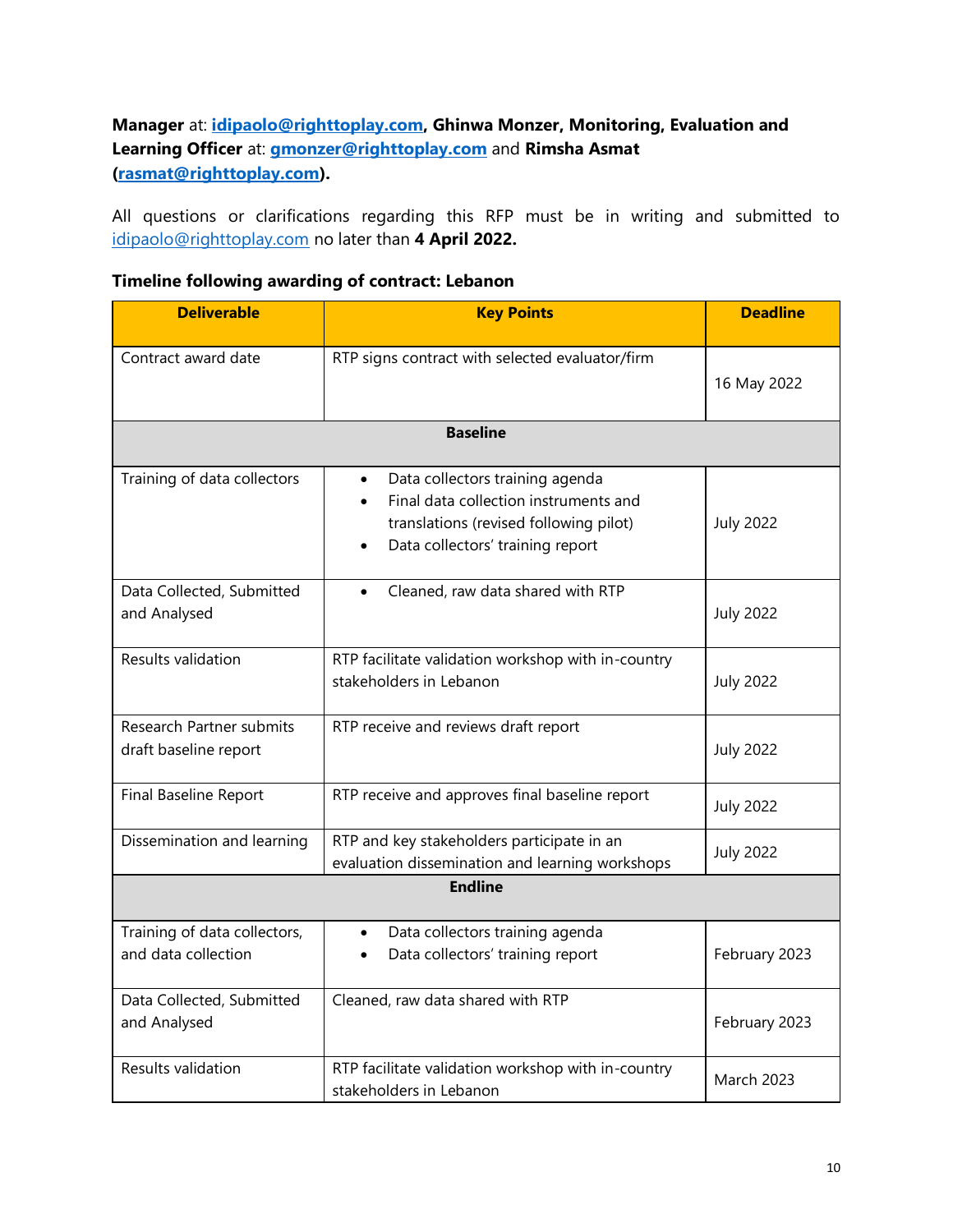**Manager** at: **idipaolo@righttoplay.com, Ghinwa Monzer, Monitoring, Evaluation and Learning Officer** at: **gmonzer@righttoplay.com** and **Rimsha Asmat (rasmat@righttoplay.com).**

All questions or clarifications regarding this RFP must be in writing and submitted to idipaolo@righttoplay.com no later than **4 April 2022.**

**Timeline following awarding of contract: Lebanon**

| Deliverable | Key Points | Deadline |
|---|---|---|
| Contract award date | RTP signs contract with selected evaluator/firm | 16 May 2022 |
| **Baseline** | | |
| Training of data collectors | • Data collectors training agenda<br>• Final data collection instruments and translations (revised following pilot)<br>• Data collectors' training report | July 2022 |
| Data Collected, Submitted and Analysed | • Cleaned, raw data shared with RTP | July 2022 |
| Results validation | RTP facilitate validation workshop with in-country stakeholders in Lebanon | July 2022 |
| Research Partner submits draft baseline report | RTP receive and reviews draft report | July 2022 |
| Final Baseline Report | RTP receive and approves final baseline report | July 2022 |
| Dissemination and learning | RTP and key stakeholders participate in an evaluation dissemination and learning workshops | July 2022 |
| **Endline** | | |
| Training of data collectors, and data collection | • Data collectors training agenda<br>• Data collectors' training report | February 2023 |
| Data Collected, Submitted and Analysed | Cleaned, raw data shared with RTP | February 2023 |
| Results validation | RTP facilitate validation workshop with in-country stakeholders in Lebanon | March 2023 |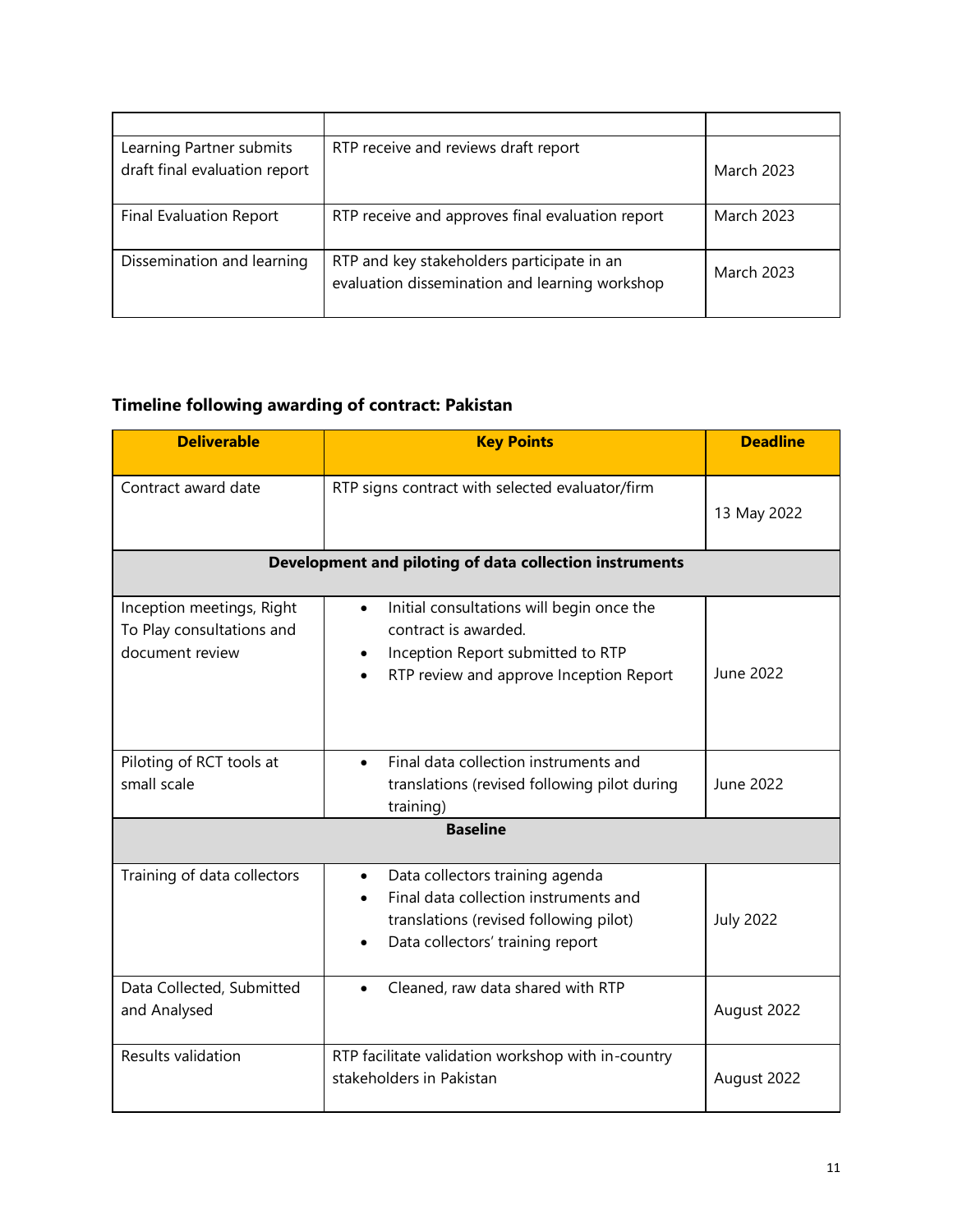| | | |
|---|---|---|
| Learning Partner submits draft final evaluation report | RTP receive and reviews draft report | March 2023 |
| Final Evaluation Report | RTP receive and approves final evaluation report | March 2023 |
| Dissemination and learning | RTP and key stakeholders participate in an evaluation dissemination and learning workshop | March 2023 |

**Timeline following awarding of contract: Pakistan**

| Deliverable | Key Points | Deadline |
|---|---|---|
| Contract award date | RTP signs contract with selected evaluator/firm | 13 May 2022 |
| **Development and piloting of data collection instruments** | | |
| Inception meetings, Right To Play consultations and document review | • Initial consultations will begin once the contract is awarded.<br>• Inception Report submitted to RTP<br>• RTP review and approve Inception Report | June 2022 |
| Piloting of RCT tools at small scale | • Final data collection instruments and translations (revised following pilot during training) | June 2022 |
| **Baseline** | | |
| Training of data collectors | • Data collectors training agenda<br>• Final data collection instruments and translations (revised following pilot)<br>• Data collectors' training report | July 2022 |
| Data Collected, Submitted and Analysed | • Cleaned, raw data shared with RTP | August 2022 |
| Results validation | RTP facilitate validation workshop with in-country stakeholders in Pakistan | August 2022 |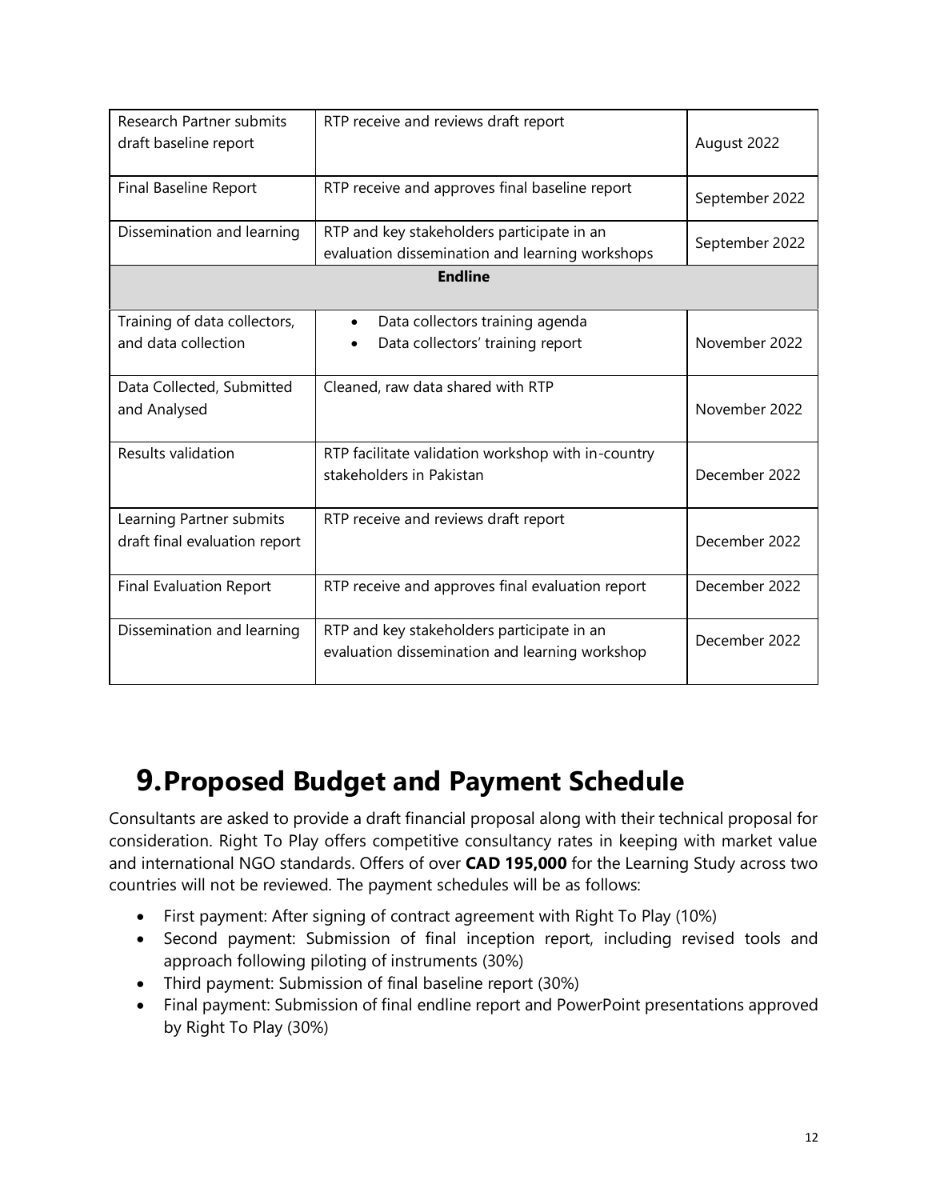| | | |
|---|---|---|
| Research Partner submits draft baseline report | RTP receive and reviews draft report | August 2022 |
| Final Baseline Report | RTP receive and approves final baseline report | September 2022 |
| Dissemination and learning | RTP and key stakeholders participate in an evaluation dissemination and learning workshops | September 2022 |
| **Endline** | | |
| Training of data collectors, and data collection | • Data collectors training agenda<br>• Data collectors' training report | November 2022 |
| Data Collected, Submitted and Analysed | Cleaned, raw data shared with RTP | November 2022 |
| Results validation | RTP facilitate validation workshop with in-country stakeholders in Pakistan | December 2022 |
| Learning Partner submits draft final evaluation report | RTP receive and reviews draft report | December 2022 |
| Final Evaluation Report | RTP receive and approves final evaluation report | December 2022 |
| Dissemination and learning | RTP and key stakeholders participate in an evaluation dissemination and learning workshop | December 2022 |

# 9. Proposed Budget and Payment Schedule

Consultants are asked to provide a draft financial proposal along with their technical proposal for consideration. Right To Play offers competitive consultancy rates in keeping with market value and international NGO standards. Offers of over **CAD 195,000** for the Learning Study across two countries will not be reviewed. The payment schedules will be as follows:

- First payment: After signing of contract agreement with Right To Play (10%)
- Second payment: Submission of final inception report, including revised tools and approach following piloting of instruments (30%)
- Third payment: Submission of final baseline report (30%)
- Final payment: Submission of final endline report and PowerPoint presentations approved by Right To Play (30%)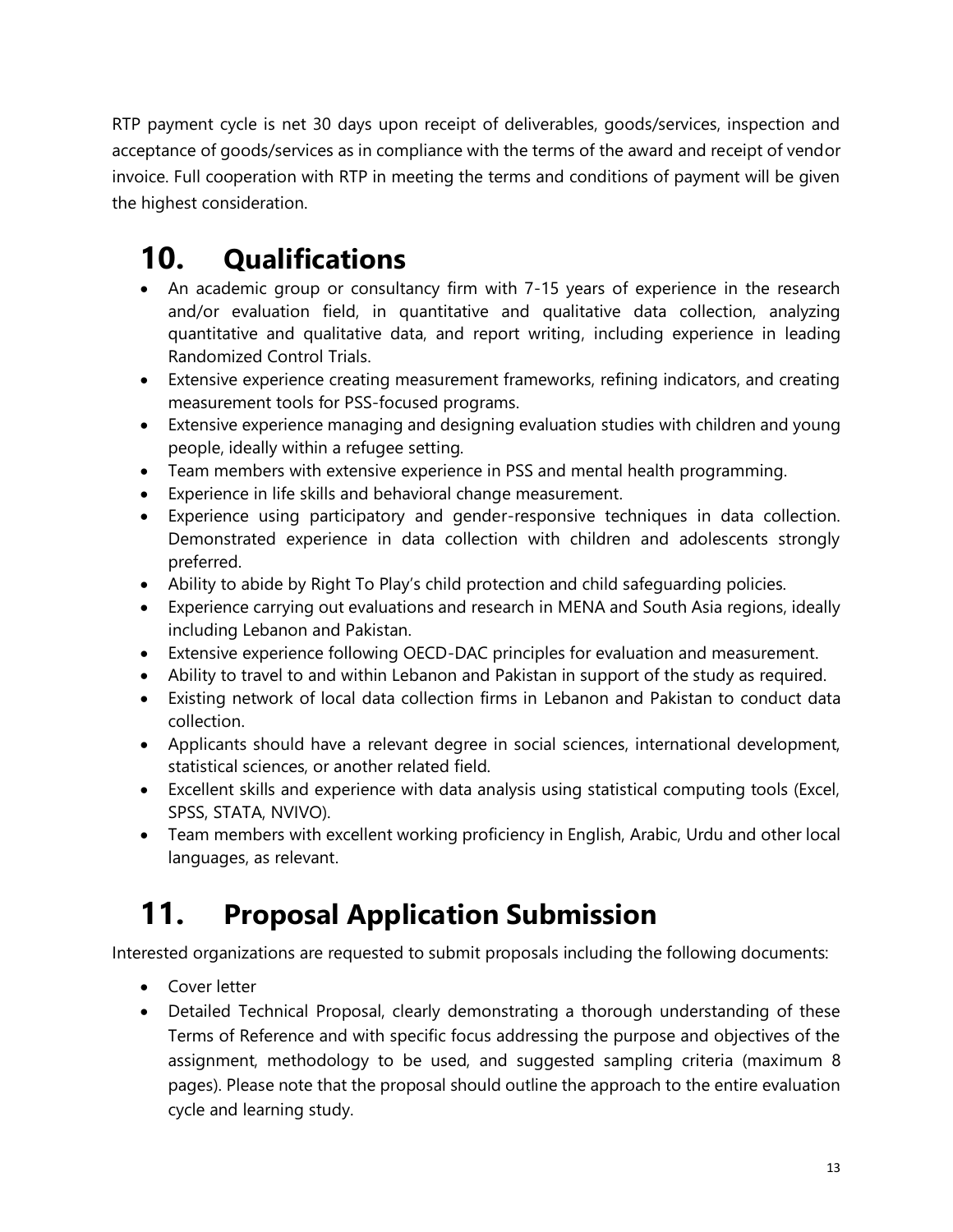RTP payment cycle is net 30 days upon receipt of deliverables, goods/services, inspection and acceptance of goods/services as in compliance with the terms of the award and receipt of vendor invoice. Full cooperation with RTP in meeting the terms and conditions of payment will be given the highest consideration.

# 10. Qualifications

- An academic group or consultancy firm with 7-15 years of experience in the research and/or evaluation field, in quantitative and qualitative data collection, analyzing quantitative and qualitative data, and report writing, including experience in leading Randomized Control Trials.
- Extensive experience creating measurement frameworks, refining indicators, and creating measurement tools for PSS-focused programs.
- Extensive experience managing and designing evaluation studies with children and young people, ideally within a refugee setting.
- Team members with extensive experience in PSS and mental health programming.
- Experience in life skills and behavioral change measurement.
- Experience using participatory and gender-responsive techniques in data collection. Demonstrated experience in data collection with children and adolescents strongly preferred.
- Ability to abide by Right To Play's child protection and child safeguarding policies.
- Experience carrying out evaluations and research in MENA and South Asia regions, ideally including Lebanon and Pakistan.
- Extensive experience following OECD-DAC principles for evaluation and measurement.
- Ability to travel to and within Lebanon and Pakistan in support of the study as required.
- Existing network of local data collection firms in Lebanon and Pakistan to conduct data collection.
- Applicants should have a relevant degree in social sciences, international development, statistical sciences, or another related field.
- Excellent skills and experience with data analysis using statistical computing tools (Excel, SPSS, STATA, NVIVO).
- Team members with excellent working proficiency in English, Arabic, Urdu and other local languages, as relevant.

# 11. Proposal Application Submission

Interested organizations are requested to submit proposals including the following documents:

- Cover letter
- Detailed Technical Proposal, clearly demonstrating a thorough understanding of these Terms of Reference and with specific focus addressing the purpose and objectives of the assignment, methodology to be used, and suggested sampling criteria (maximum 8 pages). Please note that the proposal should outline the approach to the entire evaluation cycle and learning study.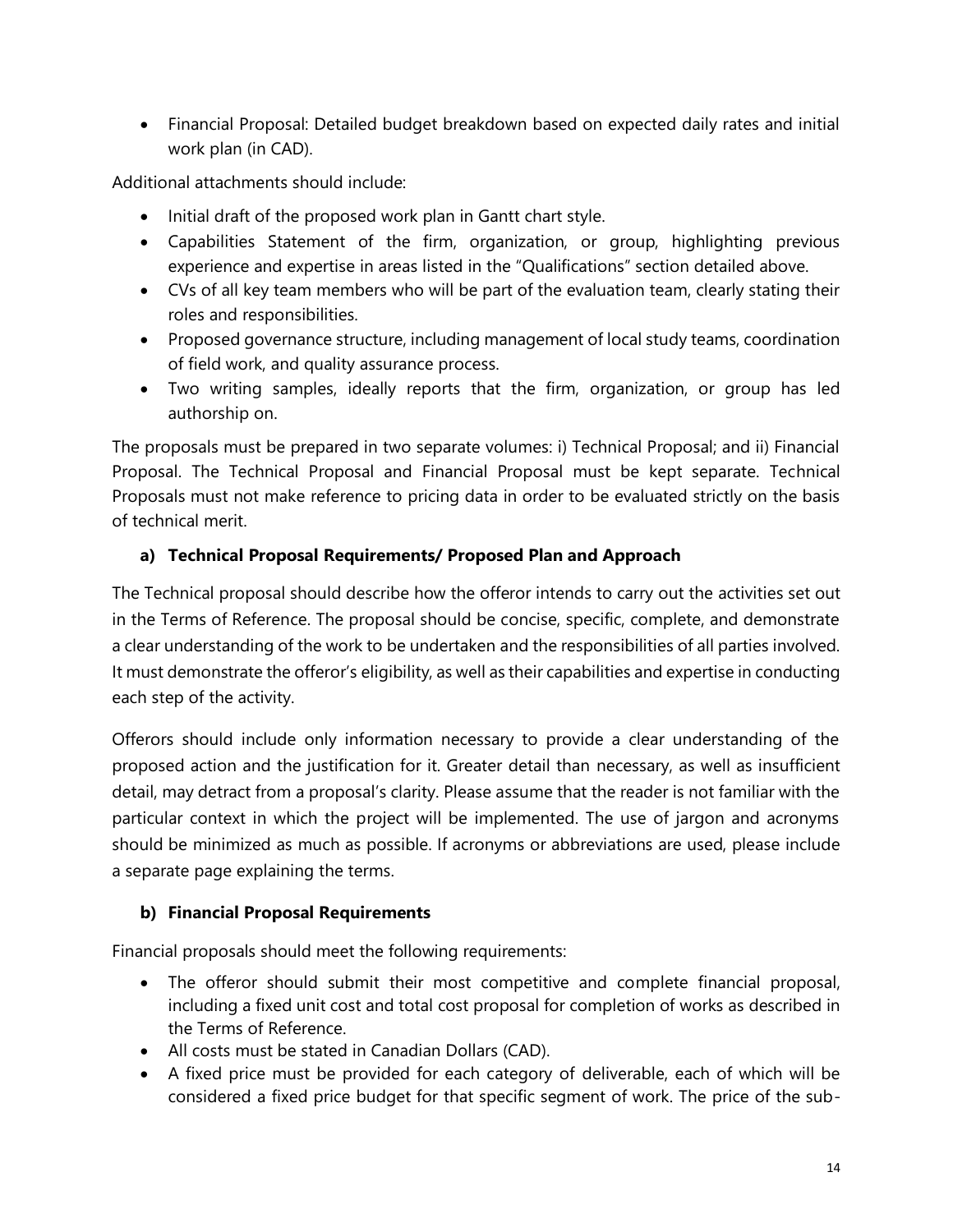- Financial Proposal: Detailed budget breakdown based on expected daily rates and initial work plan (in CAD).

Additional attachments should include:

- Initial draft of the proposed work plan in Gantt chart style.
- Capabilities Statement of the firm, organization, or group, highlighting previous experience and expertise in areas listed in the "Qualifications" section detailed above.
- CVs of all key team members who will be part of the evaluation team, clearly stating their roles and responsibilities.
- Proposed governance structure, including management of local study teams, coordination of field work, and quality assurance process.
- Two writing samples, ideally reports that the firm, organization, or group has led authorship on.

The proposals must be prepared in two separate volumes: i) Technical Proposal; and ii) Financial Proposal. The Technical Proposal and Financial Proposal must be kept separate. Technical Proposals must not make reference to pricing data in order to be evaluated strictly on the basis of technical merit.

### a) Technical Proposal Requirements/ Proposed Plan and Approach

The Technical proposal should describe how the offeror intends to carry out the activities set out in the Terms of Reference. The proposal should be concise, specific, complete, and demonstrate a clear understanding of the work to be undertaken and the responsibilities of all parties involved. It must demonstrate the offeror's eligibility, as well as their capabilities and expertise in conducting each step of the activity.

Offerors should include only information necessary to provide a clear understanding of the proposed action and the justification for it. Greater detail than necessary, as well as insufficient detail, may detract from a proposal's clarity. Please assume that the reader is not familiar with the particular context in which the project will be implemented. The use of jargon and acronyms should be minimized as much as possible. If acronyms or abbreviations are used, please include a separate page explaining the terms.

### b) Financial Proposal Requirements

Financial proposals should meet the following requirements:

- The offeror should submit their most competitive and complete financial proposal, including a fixed unit cost and total cost proposal for completion of works as described in the Terms of Reference.
- All costs must be stated in Canadian Dollars (CAD).
- A fixed price must be provided for each category of deliverable, each of which will be considered a fixed price budget for that specific segment of work. The price of the sub-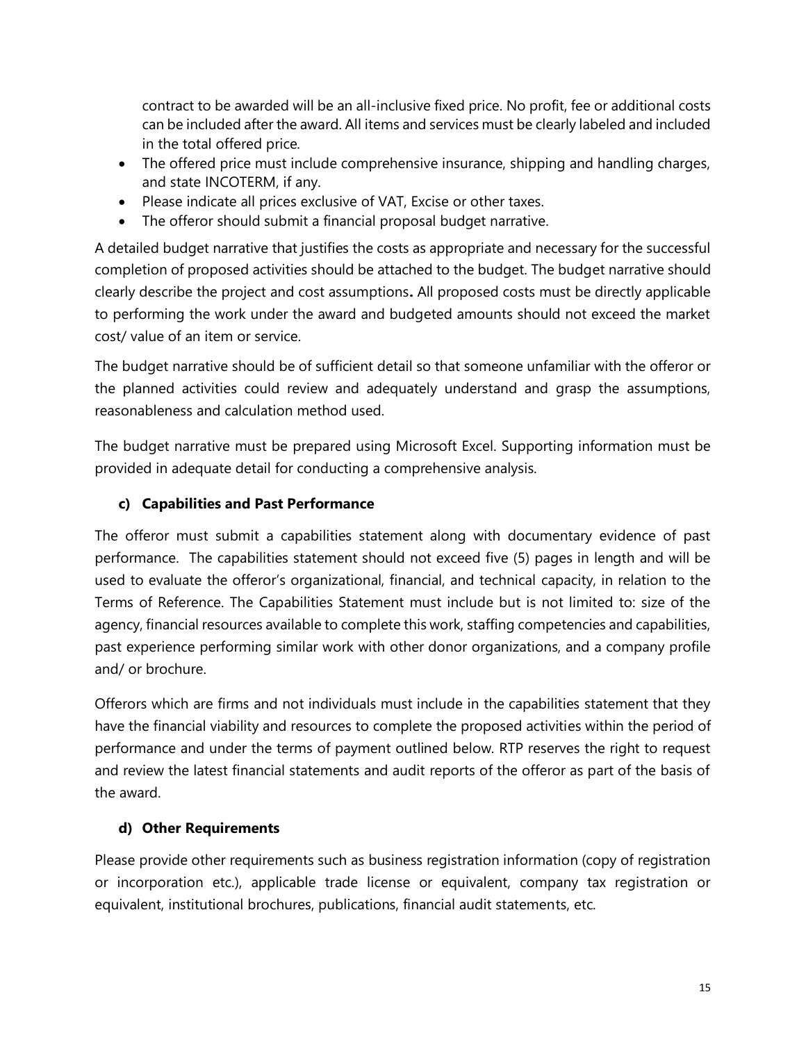contract to be awarded will be an all-inclusive fixed price. No profit, fee or additional costs can be included after the award. All items and services must be clearly labeled and included in the total offered price.

- The offered price must include comprehensive insurance, shipping and handling charges, and state INCOTERM, if any.
- Please indicate all prices exclusive of VAT, Excise or other taxes.
- The offeror should submit a financial proposal budget narrative.

A detailed budget narrative that justifies the costs as appropriate and necessary for the successful completion of proposed activities should be attached to the budget. The budget narrative should clearly describe the project and cost assumptions**.** All proposed costs must be directly applicable to performing the work under the award and budgeted amounts should not exceed the market cost/ value of an item or service.

The budget narrative should be of sufficient detail so that someone unfamiliar with the offeror or the planned activities could review and adequately understand and grasp the assumptions, reasonableness and calculation method used.

The budget narrative must be prepared using Microsoft Excel. Supporting information must be provided in adequate detail for conducting a comprehensive analysis.

### c) Capabilities and Past Performance

The offeror must submit a capabilities statement along with documentary evidence of past performance. The capabilities statement should not exceed five (5) pages in length and will be used to evaluate the offeror's organizational, financial, and technical capacity, in relation to the Terms of Reference. The Capabilities Statement must include but is not limited to: size of the agency, financial resources available to complete this work, staffing competencies and capabilities, past experience performing similar work with other donor organizations, and a company profile and/ or brochure.

Offerors which are firms and not individuals must include in the capabilities statement that they have the financial viability and resources to complete the proposed activities within the period of performance and under the terms of payment outlined below. RTP reserves the right to request and review the latest financial statements and audit reports of the offeror as part of the basis of the award.

### d) Other Requirements

Please provide other requirements such as business registration information (copy of registration or incorporation etc.), applicable trade license or equivalent, company tax registration or equivalent, institutional brochures, publications, financial audit statements, etc.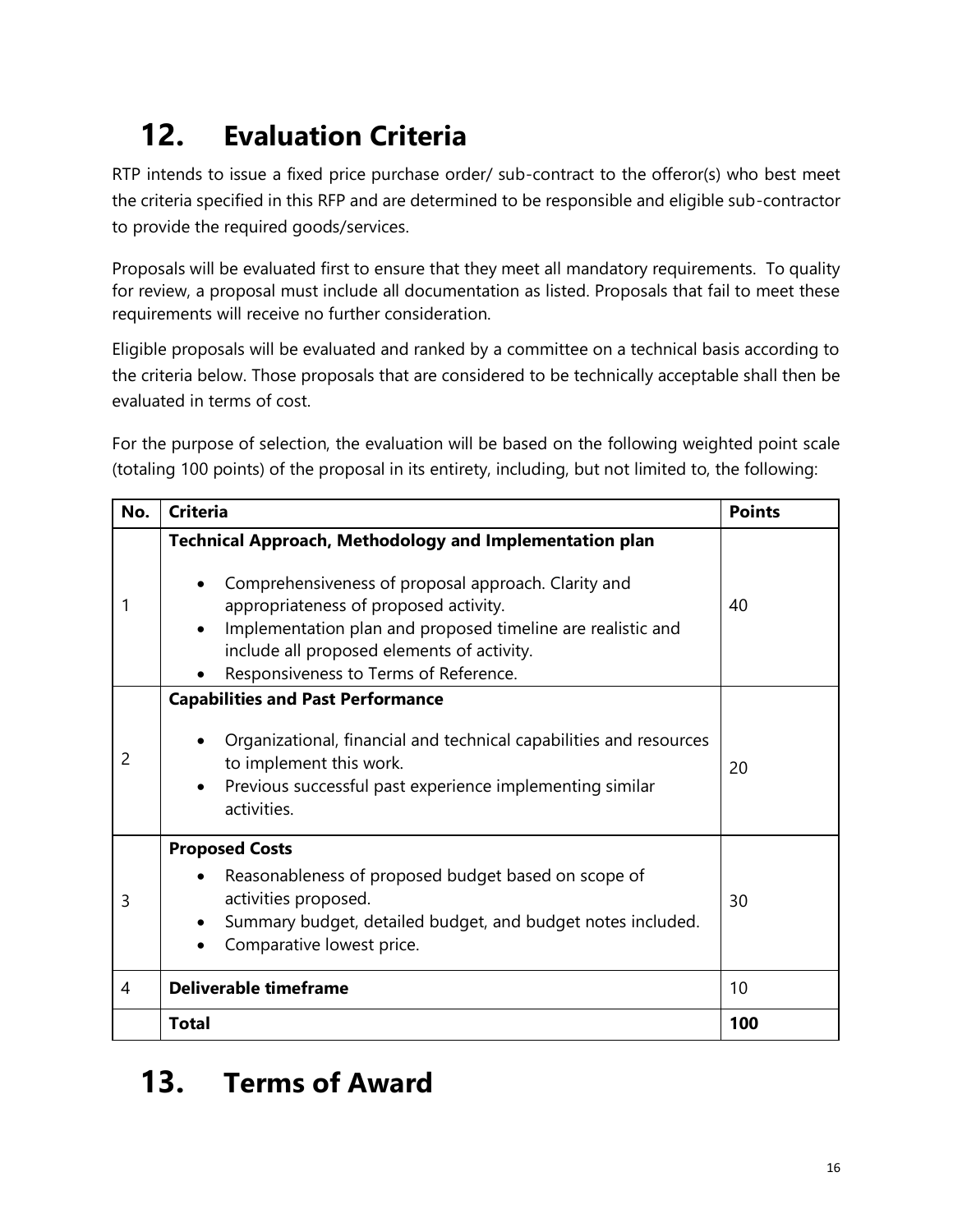# 12. Evaluation Criteria

RTP intends to issue a fixed price purchase order/ sub-contract to the offeror(s) who best meet the criteria specified in this RFP and are determined to be responsible and eligible sub-contractor to provide the required goods/services.

Proposals will be evaluated first to ensure that they meet all mandatory requirements. To quality for review, a proposal must include all documentation as listed. Proposals that fail to meet these requirements will receive no further consideration.

Eligible proposals will be evaluated and ranked by a committee on a technical basis according to the criteria below. Those proposals that are considered to be technically acceptable shall then be evaluated in terms of cost.

For the purpose of selection, the evaluation will be based on the following weighted point scale (totaling 100 points) of the proposal in its entirety, including, but not limited to, the following:

| No. | Criteria | Points |
|---|---|---|
| 1 | **Technical Approach, Methodology and Implementation plan**<br>• Comprehensiveness of proposal approach. Clarity and appropriateness of proposed activity.<br>• Implementation plan and proposed timeline are realistic and include all proposed elements of activity.<br>• Responsiveness to Terms of Reference. | 40 |
| 2 | **Capabilities and Past Performance**<br>• Organizational, financial and technical capabilities and resources to implement this work.<br>• Previous successful past experience implementing similar activities. | 20 |
| 3 | **Proposed Costs**<br>• Reasonableness of proposed budget based on scope of activities proposed.<br>• Summary budget, detailed budget, and budget notes included.<br>• Comparative lowest price. | 30 |
| 4 | **Deliverable timeframe** | 10 |
| | **Total** | **100** |

# 13. Terms of Award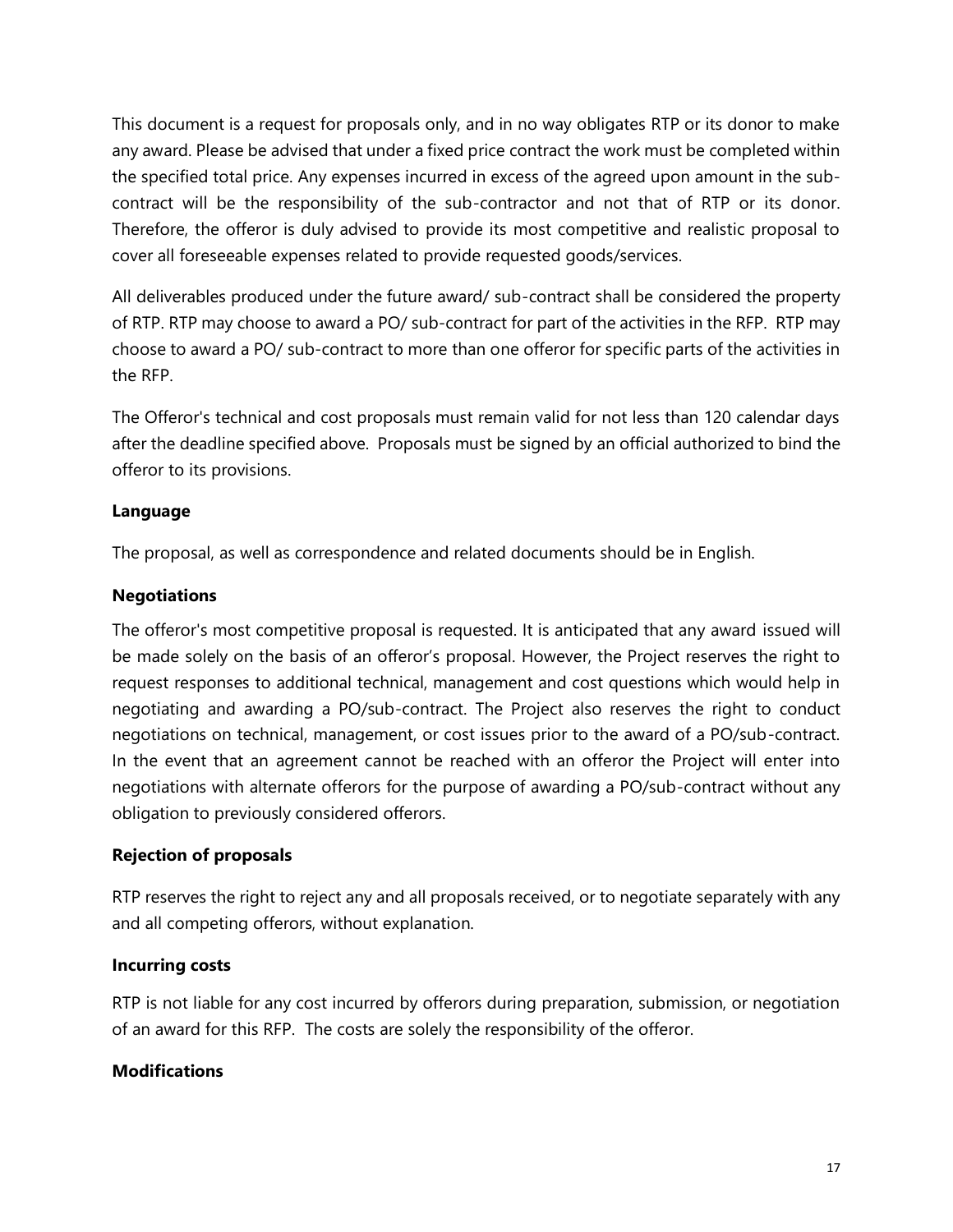This document is a request for proposals only, and in no way obligates RTP or its donor to make any award. Please be advised that under a fixed price contract the work must be completed within the specified total price. Any expenses incurred in excess of the agreed upon amount in the sub-contract will be the responsibility of the sub-contractor and not that of RTP or its donor. Therefore, the offeror is duly advised to provide its most competitive and realistic proposal to cover all foreseeable expenses related to provide requested goods/services.

All deliverables produced under the future award/ sub-contract shall be considered the property of RTP. RTP may choose to award a PO/ sub-contract for part of the activities in the RFP. RTP may choose to award a PO/ sub-contract to more than one offeror for specific parts of the activities in the RFP.

The Offeror's technical and cost proposals must remain valid for not less than 120 calendar days after the deadline specified above. Proposals must be signed by an official authorized to bind the offeror to its provisions.

**Language**

The proposal, as well as correspondence and related documents should be in English.

**Negotiations**

The offeror's most competitive proposal is requested. It is anticipated that any award issued will be made solely on the basis of an offeror's proposal. However, the Project reserves the right to request responses to additional technical, management and cost questions which would help in negotiating and awarding a PO/sub-contract. The Project also reserves the right to conduct negotiations on technical, management, or cost issues prior to the award of a PO/sub-contract. In the event that an agreement cannot be reached with an offeror the Project will enter into negotiations with alternate offerors for the purpose of awarding a PO/sub-contract without any obligation to previously considered offerors.

**Rejection of proposals**

RTP reserves the right to reject any and all proposals received, or to negotiate separately with any and all competing offerors, without explanation.

**Incurring costs**

RTP is not liable for any cost incurred by offerors during preparation, submission, or negotiation of an award for this RFP. The costs are solely the responsibility of the offeror.

**Modifications**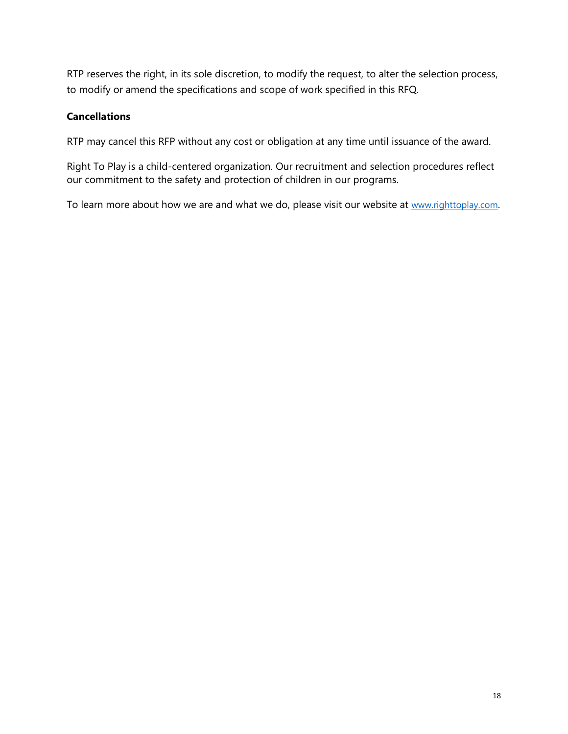RTP reserves the right, in its sole discretion, to modify the request, to alter the selection process, to modify or amend the specifications and scope of work specified in this RFQ.

**Cancellations**

RTP may cancel this RFP without any cost or obligation at any time until issuance of the award.

Right To Play is a child-centered organization. Our recruitment and selection procedures reflect our commitment to the safety and protection of children in our programs.

To learn more about how we are and what we do, please visit our website at [www.righttoplay.com](http://www.righttoplay.com).